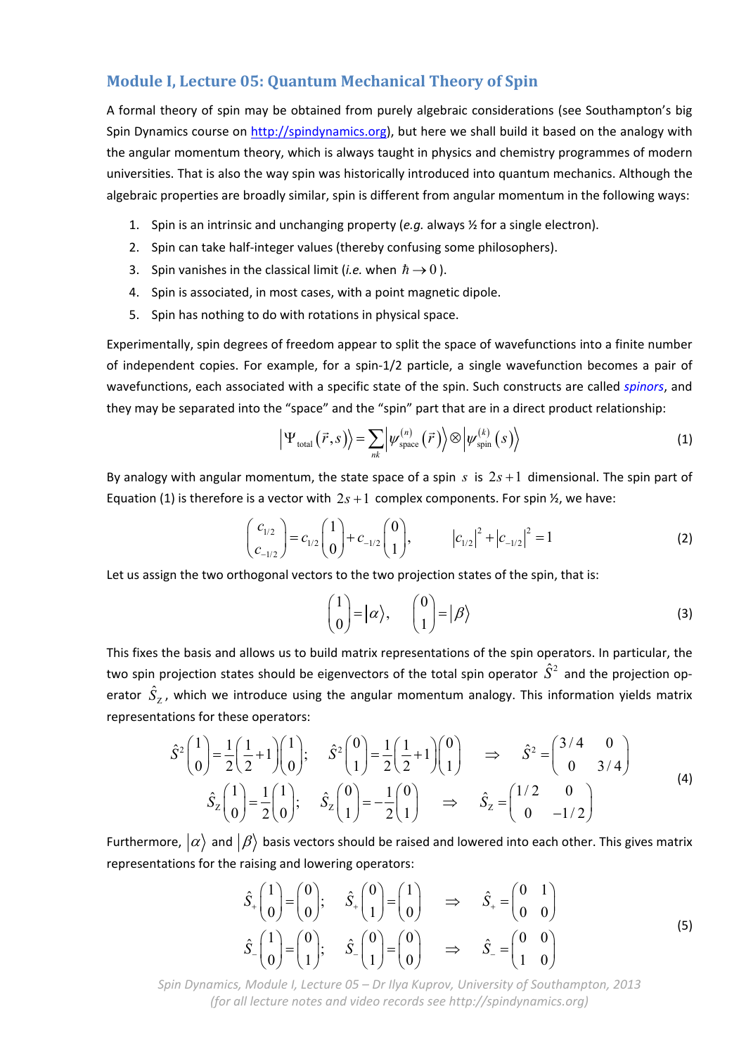## Module I, Lecture 05: Quantum Mechanical Theory of Spin

A formal theory of spin may be obtained from purely algebraic considerations (see Southampton's big Spin Dynamics course on http://spindynamics.org), but here we shall build it based on the analogy with the angular momentum theory, which is always taught in physics and chemistry programmes of modern universities. That is also the way spin was historically introduced into quantum mechanics. Although the algebraic properties are broadly similar, spin is different from angular momentum in the following ways:

1. Spin is an intrinsic and unchanging property (*e.g.* always ½ for a single electron).
2. Spin can take half-integer values (thereby confusing some philosophers).
3. Spin vanishes in the classical limit (*i.e.* when $\hbar \to 0$).
4. Spin is associated, in most cases, with a point magnetic dipole.
5. Spin has nothing to do with rotations in physical space.

Experimentally, spin degrees of freedom appear to split the space of wavefunctions into a finite number of independent copies. For example, for a spin-1/2 particle, a single wavefunction becomes a pair of wavefunctions, each associated with a specific state of the spin. Such constructs are called *spinors*, and they may be separated into the "space" and the "spin" part that are in a direct product relationship:

$$\left|\Psi_{\text{total}}(\vec{r},s)\right\rangle = \sum_{nk} \left|\psi_{\text{space}}^{(n)}(\vec{r})\right\rangle \otimes \left|\psi_{\text{spin}}^{(k)}(s)\right\rangle \tag{1}$$

By analogy with angular momentum, the state space of a spin $s$ is $2s+1$ dimensional. The spin part of Equation (1) is therefore is a vector with $2s+1$ complex components. For spin ½, we have:

$$\begin{pmatrix} c_{1/2} \\ c_{-1/2} \end{pmatrix} = c_{1/2}\begin{pmatrix} 1 \\ 0 \end{pmatrix} + c_{-1/2}\begin{pmatrix} 0 \\ 1 \end{pmatrix}, \qquad \left|c_{1/2}\right|^2 + \left|c_{-1/2}\right|^2 = 1 \tag{2}$$

Let us assign the two orthogonal vectors to the two projection states of the spin, that is:

$$\begin{pmatrix} 1 \\ 0 \end{pmatrix} = \left|\alpha\right\rangle, \qquad \begin{pmatrix} 0 \\ 1 \end{pmatrix} = \left|\beta\right\rangle \tag{3}$$

This fixes the basis and allows us to build matrix representations of the spin operators. In particular, the two spin projection states should be eigenvectors of the total spin operator $\hat{S}^2$ and the projection operator $\hat{S}_Z$, which we introduce using the angular momentum analogy. This information yields matrix representations for these operators:

$$\begin{gathered} \hat{S}^2\begin{pmatrix} 1 \\ 0 \end{pmatrix} = \frac{1}{2}\left(\frac{1}{2}+1\right)\begin{pmatrix} 1 \\ 0 \end{pmatrix}; \quad \hat{S}^2\begin{pmatrix} 0 \\ 1 \end{pmatrix} = \frac{1}{2}\left(\frac{1}{2}+1\right)\begin{pmatrix} 0 \\ 1 \end{pmatrix} \quad \Rightarrow \quad \hat{S}^2 = \begin{pmatrix} 3/4 & 0 \\ 0 & 3/4 \end{pmatrix} \\ \hat{S}_Z\begin{pmatrix} 1 \\ 0 \end{pmatrix} = \frac{1}{2}\begin{pmatrix} 1 \\ 0 \end{pmatrix}; \quad \hat{S}_Z\begin{pmatrix} 0 \\ 1 \end{pmatrix} = -\frac{1}{2}\begin{pmatrix} 0 \\ 1 \end{pmatrix} \quad \Rightarrow \quad \hat{S}_Z = \begin{pmatrix} 1/2 & 0 \\ 0 & -1/2 \end{pmatrix} \end{gathered} \tag{4}$$

Furthermore, $\left|\alpha\right\rangle$ and $\left|\beta\right\rangle$ basis vectors should be raised and lowered into each other. This gives matrix representations for the raising and lowering operators:

$$\begin{gathered} \hat{S}_+\begin{pmatrix} 1 \\ 0 \end{pmatrix} = \begin{pmatrix} 0 \\ 0 \end{pmatrix}; \quad \hat{S}_+\begin{pmatrix} 0 \\ 1 \end{pmatrix} = \begin{pmatrix} 1 \\ 0 \end{pmatrix} \quad \Rightarrow \quad \hat{S}_+ = \begin{pmatrix} 0 & 1 \\ 0 & 0 \end{pmatrix} \\ \hat{S}_-\begin{pmatrix} 1 \\ 0 \end{pmatrix} = \begin{pmatrix} 0 \\ 1 \end{pmatrix}; \quad \hat{S}_-\begin{pmatrix} 0 \\ 1 \end{pmatrix} = \begin{pmatrix} 0 \\ 0 \end{pmatrix} \quad \Rightarrow \quad \hat{S}_- = \begin{pmatrix} 0 & 0 \\ 1 & 0 \end{pmatrix} \end{gathered} \tag{5}$$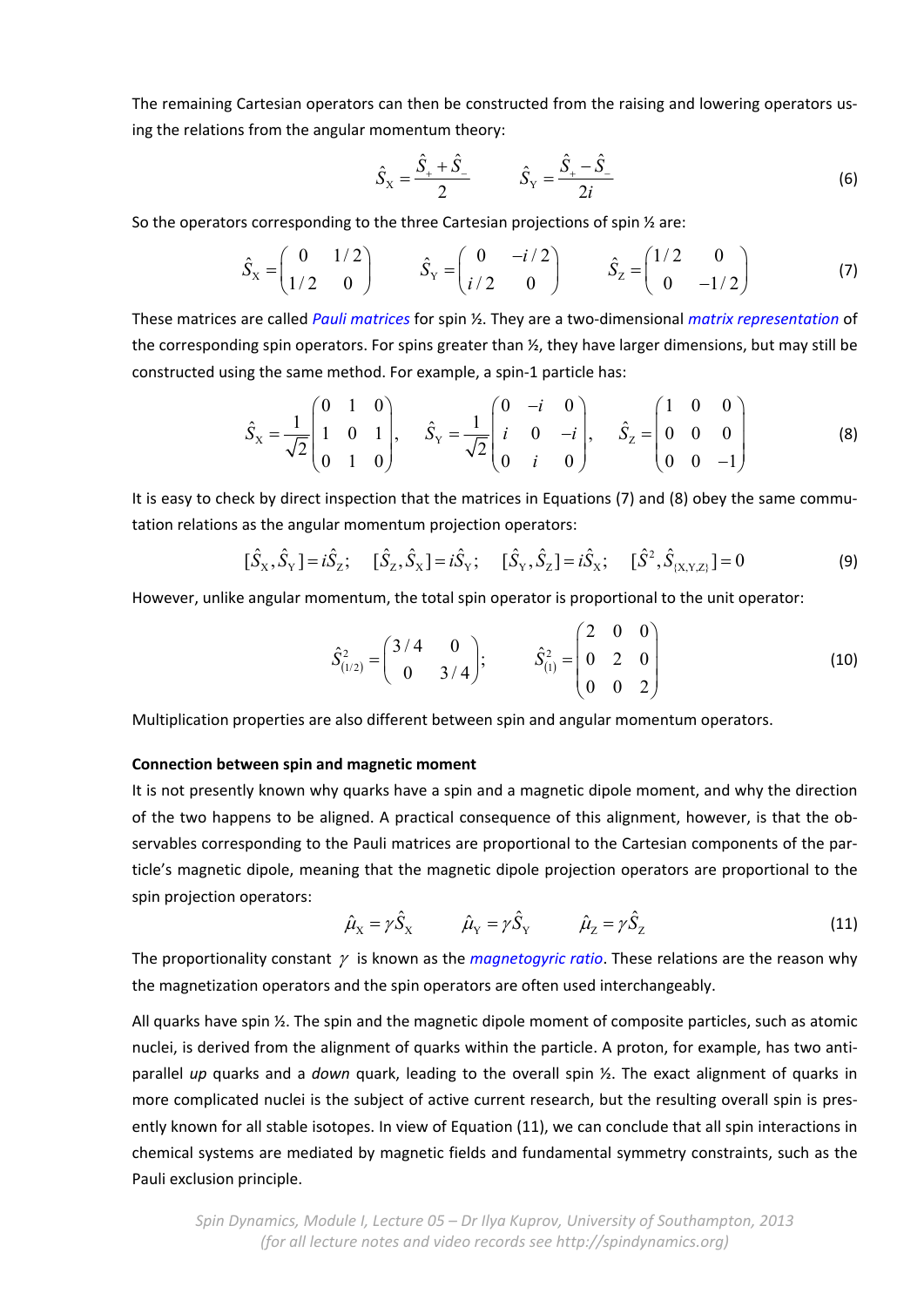The remaining Cartesian operators can then be constructed from the raising and lowering operators using the relations from the angular momentum theory:

$$\hat{S}_{\mathrm{X}} = \frac{\hat{S}_{+} + \hat{S}_{-}}{2} \qquad \hat{S}_{\mathrm{Y}} = \frac{\hat{S}_{+} - \hat{S}_{-}}{2i} \tag{6}$$

So the operators corresponding to the three Cartesian projections of spin ½ are:

$$\hat{S}_{\mathrm{X}} = \begin{pmatrix} 0 & 1/2 \\ 1/2 & 0 \end{pmatrix} \qquad \hat{S}_{\mathrm{Y}} = \begin{pmatrix} 0 & -i/2 \\ i/2 & 0 \end{pmatrix} \qquad \hat{S}_{\mathrm{Z}} = \begin{pmatrix} 1/2 & 0 \\ 0 & -1/2 \end{pmatrix} \tag{7}$$

These matrices are called *Pauli matrices* for spin ½. They are a two-dimensional *matrix representation* of the corresponding spin operators. For spins greater than ½, they have larger dimensions, but may still be constructed using the same method. For example, a spin-1 particle has:

$$\hat{S}_{\mathrm{X}} = \frac{1}{\sqrt{2}}\begin{pmatrix} 0 & 1 & 0 \\ 1 & 0 & 1 \\ 0 & 1 & 0 \end{pmatrix}, \quad \hat{S}_{\mathrm{Y}} = \frac{1}{\sqrt{2}}\begin{pmatrix} 0 & -i & 0 \\ i & 0 & -i \\ 0 & i & 0 \end{pmatrix}, \quad \hat{S}_{\mathrm{Z}} = \begin{pmatrix} 1 & 0 & 0 \\ 0 & 0 & 0 \\ 0 & 0 & -1 \end{pmatrix} \tag{8}$$

It is easy to check by direct inspection that the matrices in Equations (7) and (8) obey the same commutation relations as the angular momentum projection operators:

$$[\hat{S}_{\mathrm{X}}, \hat{S}_{\mathrm{Y}}] = i\hat{S}_{\mathrm{Z}}; \quad [\hat{S}_{\mathrm{Z}}, \hat{S}_{\mathrm{X}}] = i\hat{S}_{\mathrm{Y}}; \quad [\hat{S}_{\mathrm{Y}}, \hat{S}_{\mathrm{Z}}] = i\hat{S}_{\mathrm{X}}; \quad [\hat{S}^2, \hat{S}_{\{\mathrm{X,Y,Z}\}}] = 0 \tag{9}$$

However, unlike angular momentum, the total spin operator is proportional to the unit operator:

$$\hat{S}^2_{(1/2)} = \begin{pmatrix} 3/4 & 0 \\ 0 & 3/4 \end{pmatrix}; \qquad \hat{S}^2_{(1)} = \begin{pmatrix} 2 & 0 & 0 \\ 0 & 2 & 0 \\ 0 & 0 & 2 \end{pmatrix} \tag{10}$$

Multiplication properties are also different between spin and angular momentum operators.

**Connection between spin and magnetic moment**

It is not presently known why quarks have a spin and a magnetic dipole moment, and why the direction of the two happens to be aligned. A practical consequence of this alignment, however, is that the observables corresponding to the Pauli matrices are proportional to the Cartesian components of the particle's magnetic dipole, meaning that the magnetic dipole projection operators are proportional to the spin projection operators:

$$\hat{\mu}_{\mathrm{X}} = \gamma \hat{S}_{\mathrm{X}} \qquad \hat{\mu}_{\mathrm{Y}} = \gamma \hat{S}_{\mathrm{Y}} \qquad \hat{\mu}_{\mathrm{Z}} = \gamma \hat{S}_{\mathrm{Z}} \tag{11}$$

The proportionality constant $\gamma$ is known as the *magnetogyric ratio*. These relations are the reason why the magnetization operators and the spin operators are often used interchangeably.

All quarks have spin ½. The spin and the magnetic dipole moment of composite particles, such as atomic nuclei, is derived from the alignment of quarks within the particle. A proton, for example, has two anti-parallel *up* quarks and a *down* quark, leading to the overall spin ½. The exact alignment of quarks in more complicated nuclei is the subject of active current research, but the resulting overall spin is presently known for all stable isotopes. In view of Equation (11), we can conclude that all spin interactions in chemical systems are mediated by magnetic fields and fundamental symmetry constraints, such as the Pauli exclusion principle.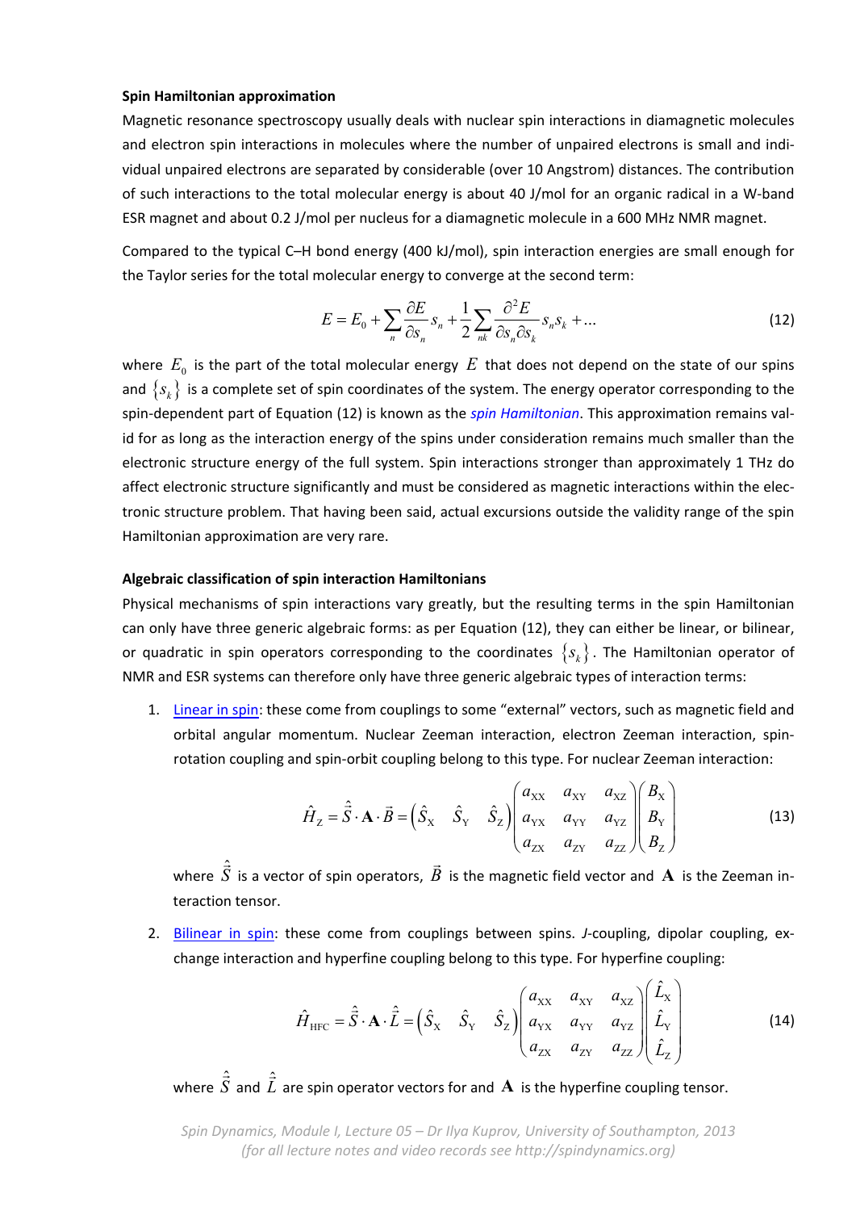**Spin Hamiltonian approximation**

Magnetic resonance spectroscopy usually deals with nuclear spin interactions in diamagnetic molecules and electron spin interactions in molecules where the number of unpaired electrons is small and individual unpaired electrons are separated by considerable (over 10 Angstrom) distances. The contribution of such interactions to the total molecular energy is about 40 J/mol for an organic radical in a W-band ESR magnet and about 0.2 J/mol per nucleus for a diamagnetic molecule in a 600 MHz NMR magnet.

Compared to the typical C–H bond energy (400 kJ/mol), spin interaction energies are small enough for the Taylor series for the total molecular energy to converge at the second term:

$$E = E_0 + \sum_n \frac{\partial E}{\partial s_n} s_n + \frac{1}{2}\sum_{nk} \frac{\partial^2 E}{\partial s_n \partial s_k} s_n s_k + \ldots \tag{12}$$

where $E_0$ is the part of the total molecular energy $E$ that does not depend on the state of our spins and $\{s_k\}$ is a complete set of spin coordinates of the system. The energy operator corresponding to the spin-dependent part of Equation (12) is known as the *spin Hamiltonian*. This approximation remains valid for as long as the interaction energy of the spins under consideration remains much smaller than the electronic structure energy of the full system. Spin interactions stronger than approximately 1 THz do affect electronic structure significantly and must be considered as magnetic interactions within the electronic structure problem. That having been said, actual excursions outside the validity range of the spin Hamiltonian approximation are very rare.

**Algebraic classification of spin interaction Hamiltonians**

Physical mechanisms of spin interactions vary greatly, but the resulting terms in the spin Hamiltonian can only have three generic algebraic forms: as per Equation (12), they can either be linear, or bilinear, or quadratic in spin operators corresponding to the coordinates $\{s_k\}$. The Hamiltonian operator of NMR and ESR systems can therefore only have three generic algebraic types of interaction terms:

1. Linear in spin: these come from couplings to some "external" vectors, such as magnetic field and orbital angular momentum. Nuclear Zeeman interaction, electron Zeeman interaction, spin-rotation coupling and spin-orbit coupling belong to this type. For nuclear Zeeman interaction:

$$\hat{H}_Z = \hat{\vec{S}} \cdot \mathbf{A} \cdot \vec{B} = \begin{pmatrix} \hat{S}_X & \hat{S}_Y & \hat{S}_Z \end{pmatrix} \begin{pmatrix} a_{XX} & a_{XY} & a_{XZ} \\ a_{YX} & a_{YY} & a_{YZ} \\ a_{ZX} & a_{ZY} & a_{ZZ} \end{pmatrix} \begin{pmatrix} B_X \\ B_Y \\ B_Z \end{pmatrix} \tag{13}$$

   where $\hat{\vec{S}}$ is a vector of spin operators, $\vec{B}$ is the magnetic field vector and $\mathbf{A}$ is the Zeeman interaction tensor.

2. Bilinear in spin: these come from couplings between spins. *J*-coupling, dipolar coupling, exchange interaction and hyperfine coupling belong to this type. For hyperfine coupling:

$$\hat{H}_{HFC} = \hat{\vec{S}} \cdot \mathbf{A} \cdot \hat{\vec{L}} = \begin{pmatrix} \hat{S}_X & \hat{S}_Y & \hat{S}_Z \end{pmatrix} \begin{pmatrix} a_{XX} & a_{XY} & a_{XZ} \\ a_{YX} & a_{YY} & a_{YZ} \\ a_{ZX} & a_{ZY} & a_{ZZ} \end{pmatrix} \begin{pmatrix} \hat{L}_X \\ \hat{L}_Y \\ \hat{L}_Z \end{pmatrix} \tag{14}$$

   where $\hat{\vec{S}}$ and $\hat{\vec{L}}$ are spin operator vectors for and $\mathbf{A}$ is the hyperfine coupling tensor.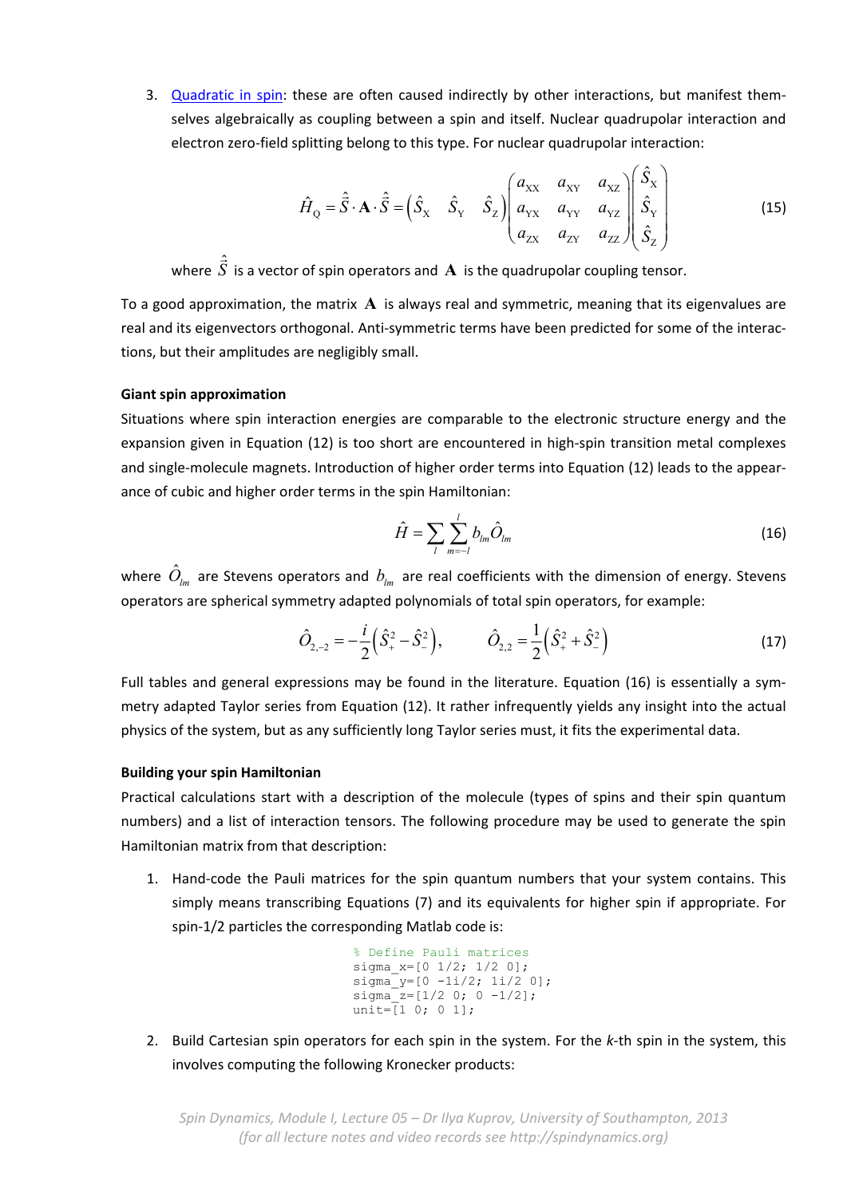3. Quadratic in spin: these are often caused indirectly by other interactions, but manifest themselves algebraically as coupling between a spin and itself. Nuclear quadrupolar interaction and electron zero-field splitting belong to this type. For nuclear quadrupolar interaction:

$$\hat{H}_{\mathrm{Q}} = \hat{\vec{S}} \cdot \mathbf{A} \cdot \hat{\vec{S}} = \begin{pmatrix} \hat{S}_{\mathrm{X}} & \hat{S}_{\mathrm{Y}} & \hat{S}_{\mathrm{Z}} \end{pmatrix} \begin{pmatrix} a_{\mathrm{XX}} & a_{\mathrm{XY}} & a_{\mathrm{XZ}} \\ a_{\mathrm{YX}} & a_{\mathrm{YY}} & a_{\mathrm{YZ}} \\ a_{\mathrm{ZX}} & a_{\mathrm{ZY}} & a_{\mathrm{ZZ}} \end{pmatrix} \begin{pmatrix} \hat{S}_{\mathrm{X}} \\ \hat{S}_{\mathrm{Y}} \\ \hat{S}_{\mathrm{Z}} \end{pmatrix} \tag{15}$$

where $\hat{\vec{S}}$ is a vector of spin operators and $\mathbf{A}$ is the quadrupolar coupling tensor.

To a good approximation, the matrix $\mathbf{A}$ is always real and symmetric, meaning that its eigenvalues are real and its eigenvectors orthogonal. Anti-symmetric terms have been predicted for some of the interactions, but their amplitudes are negligibly small.

**Giant spin approximation**

Situations where spin interaction energies are comparable to the electronic structure energy and the expansion given in Equation (12) is too short are encountered in high-spin transition metal complexes and single-molecule magnets. Introduction of higher order terms into Equation (12) leads to the appearance of cubic and higher order terms in the spin Hamiltonian:

$$\hat{H} = \sum_{l} \sum_{m=-l}^{l} b_{lm} \hat{O}_{lm} \tag{16}$$

where $\hat{O}_{lm}$ are Stevens operators and $b_{lm}$ are real coefficients with the dimension of energy. Stevens operators are spherical symmetry adapted polynomials of total spin operators, for example:

$$\hat{O}_{2,-2} = -\frac{i}{2}\left(\hat{S}_{+}^{2} - \hat{S}_{-}^{2}\right), \qquad \hat{O}_{2,2} = \frac{1}{2}\left(\hat{S}_{+}^{2} + \hat{S}_{-}^{2}\right) \tag{17}$$

Full tables and general expressions may be found in the literature. Equation (16) is essentially a symmetry adapted Taylor series from Equation (12). It rather infrequently yields any insight into the actual physics of the system, but as any sufficiently long Taylor series must, it fits the experimental data.

**Building your spin Hamiltonian**

Practical calculations start with a description of the molecule (types of spins and their spin quantum numbers) and a list of interaction tensors. The following procedure may be used to generate the spin Hamiltonian matrix from that description:

1. Hand-code the Pauli matrices for the spin quantum numbers that your system contains. This simply means transcribing Equations (7) and its equivalents for higher spin if appropriate. For spin-1/2 particles the corresponding Matlab code is:

```
% Define Pauli matrices
sigma_x=[0 1/2; 1/2 0];
sigma_y=[0 -1i/2; 1i/2 0];
sigma_z=[1/2 0; 0 -1/2];
unit=[1 0; 0 1];
```

2. Build Cartesian spin operators for each spin in the system. For the *k*-th spin in the system, this involves computing the following Kronecker products: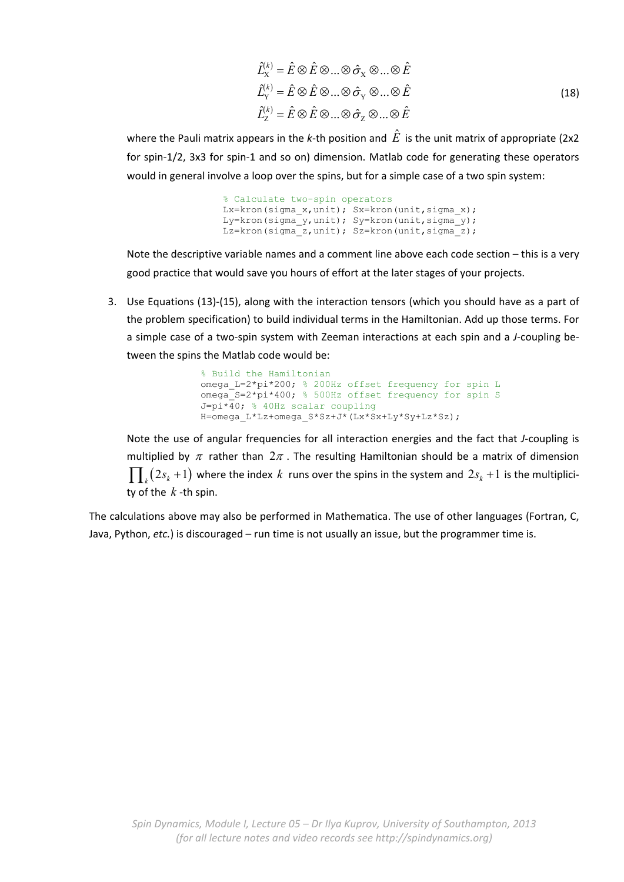$$
\begin{aligned}
\hat{L}_{\mathrm{X}}^{(k)} &= \hat{E} \otimes \hat{E} \otimes \ldots \otimes \hat{\sigma}_{\mathrm{X}} \otimes \ldots \otimes \hat{E} \\
\hat{L}_{\mathrm{Y}}^{(k)} &= \hat{E} \otimes \hat{E} \otimes \ldots \otimes \hat{\sigma}_{\mathrm{Y}} \otimes \ldots \otimes \hat{E} \\
\hat{L}_{\mathrm{Z}}^{(k)} &= \hat{E} \otimes \hat{E} \otimes \ldots \otimes \hat{\sigma}_{\mathrm{Z}} \otimes \ldots \otimes \hat{E}
\end{aligned}
\tag{18}
$$

where the Pauli matrix appears in the *k*-th position and $\hat{E}$ is the unit matrix of appropriate (2x2 for spin-1/2, 3x3 for spin-1 and so on) dimension. Matlab code for generating these operators would in general involve a loop over the spins, but for a simple case of a two spin system:

```
% Calculate two-spin operators
Lx=kron(sigma_x,unit); Sx=kron(unit,sigma_x);
Ly=kron(sigma_y,unit); Sy=kron(unit,sigma_y);
Lz=kron(sigma_z,unit); Sz=kron(unit,sigma_z);
```

Note the descriptive variable names and a comment line above each code section – this is a very good practice that would save you hours of effort at the later stages of your projects.

3. Use Equations (13)-(15), along with the interaction tensors (which you should have as a part of the problem specification) to build individual terms in the Hamiltonian. Add up those terms. For a simple case of a two-spin system with Zeeman interactions at each spin and a *J*-coupling between the spins the Matlab code would be:

```
% Build the Hamiltonian
omega_L=2*pi*200; % 200Hz offset frequency for spin L
omega_S=2*pi*400; % 500Hz offset frequency for spin S
J=pi*40; % 40Hz scalar coupling
H=omega_L*Lz+omega_S*Sz+J*(Lx*Sx+Ly*Sy+Lz*Sz);
```

Note the use of angular frequencies for all interaction energies and the fact that *J*-coupling is multiplied by $\pi$ rather than $2\pi$. The resulting Hamiltonian should be a matrix of dimension $\prod_k (2s_k+1)$ where the index $k$ runs over the spins in the system and $2s_k+1$ is the multiplicity of the $k$-th spin.

The calculations above may also be performed in Mathematica. The use of other languages (Fortran, C, Java, Python, *etc.*) is discouraged – run time is not usually an issue, but the programmer time is.